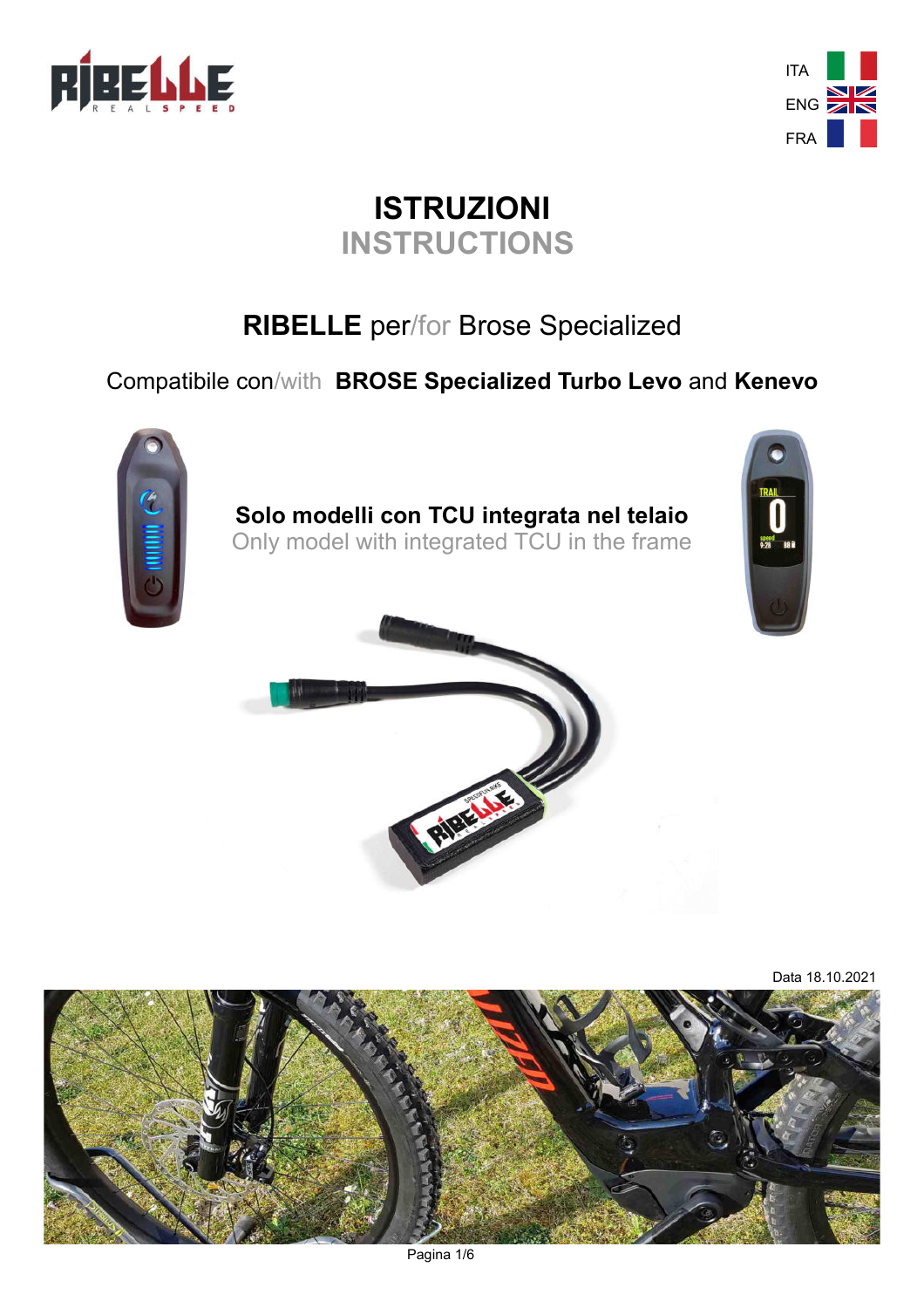ITA
ENG
FRA

# ISTRUZIONI
# INSTRUCTIONS

## RIBELLE per/for Brose Specialized

Compatibile con/with **BROSE Specialized Turbo Levo** and **Kenevo**

**Solo modelli con TCU integrata nel telaio**
Only model with integrated TCU in the frame

Data 18.10.2021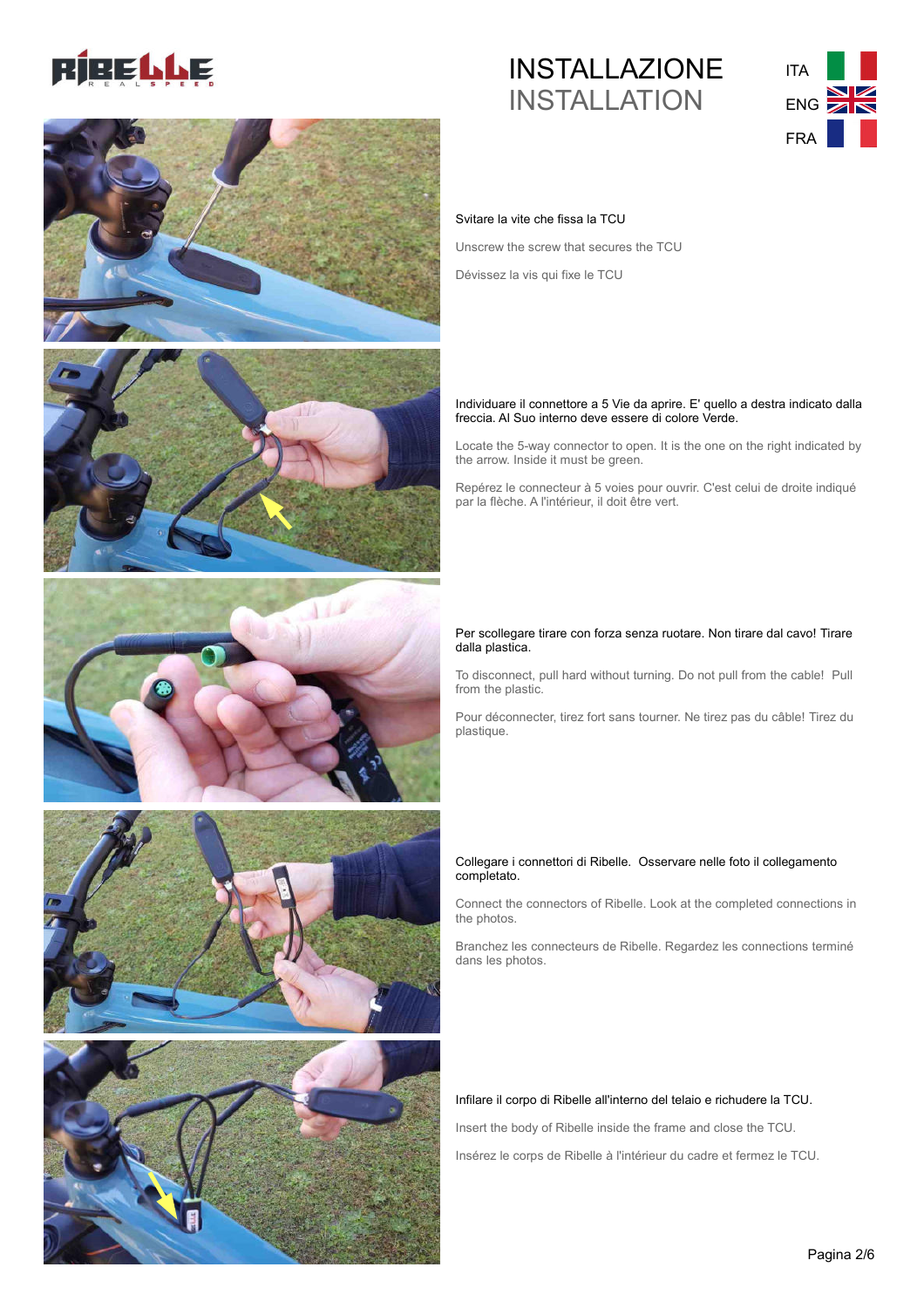# INSTALLAZIONE

## INSTALLATION

ITA

ENG

FRA

Svitare la vite che fissa la TCU

Unscrew the screw that secures the TCU

Dévissez la vis qui fixe le TCU

Individuare il connettore a 5 Vie da aprire. E' quello a destra indicato dalla freccia. Al Suo interno deve essere di colore Verde.

Locate the 5-way connector to open. It is the one on the right indicated by the arrow. Inside it must be green.

Repérez le connecteur à 5 voies pour ouvrir. C'est celui de droite indiqué par la flèche. A l'intérieur, il doit être vert.

Per scollegare tirare con forza senza ruotare. Non tirare dal cavo! Tirare dalla plastica.

To disconnect, pull hard without turning. Do not pull from the cable! Pull from the plastic.

Pour déconnecter, tirez fort sans tourner. Ne tirez pas du câble! Tirez du plastique.

Collegare i connettori di Ribelle. Osservare nelle foto il collegamento completato.

Connect the connectors of Ribelle. Look at the completed connections in the photos.

Branchez les connecteurs de Ribelle. Regardez les connections terminé dans les photos.

Infilare il corpo di Ribelle all'interno del telaio e richudere la TCU.

Insert the body of Ribelle inside the frame and close the TCU.

Insérez le corps de Ribelle à l'intérieur du cadre et fermez le TCU.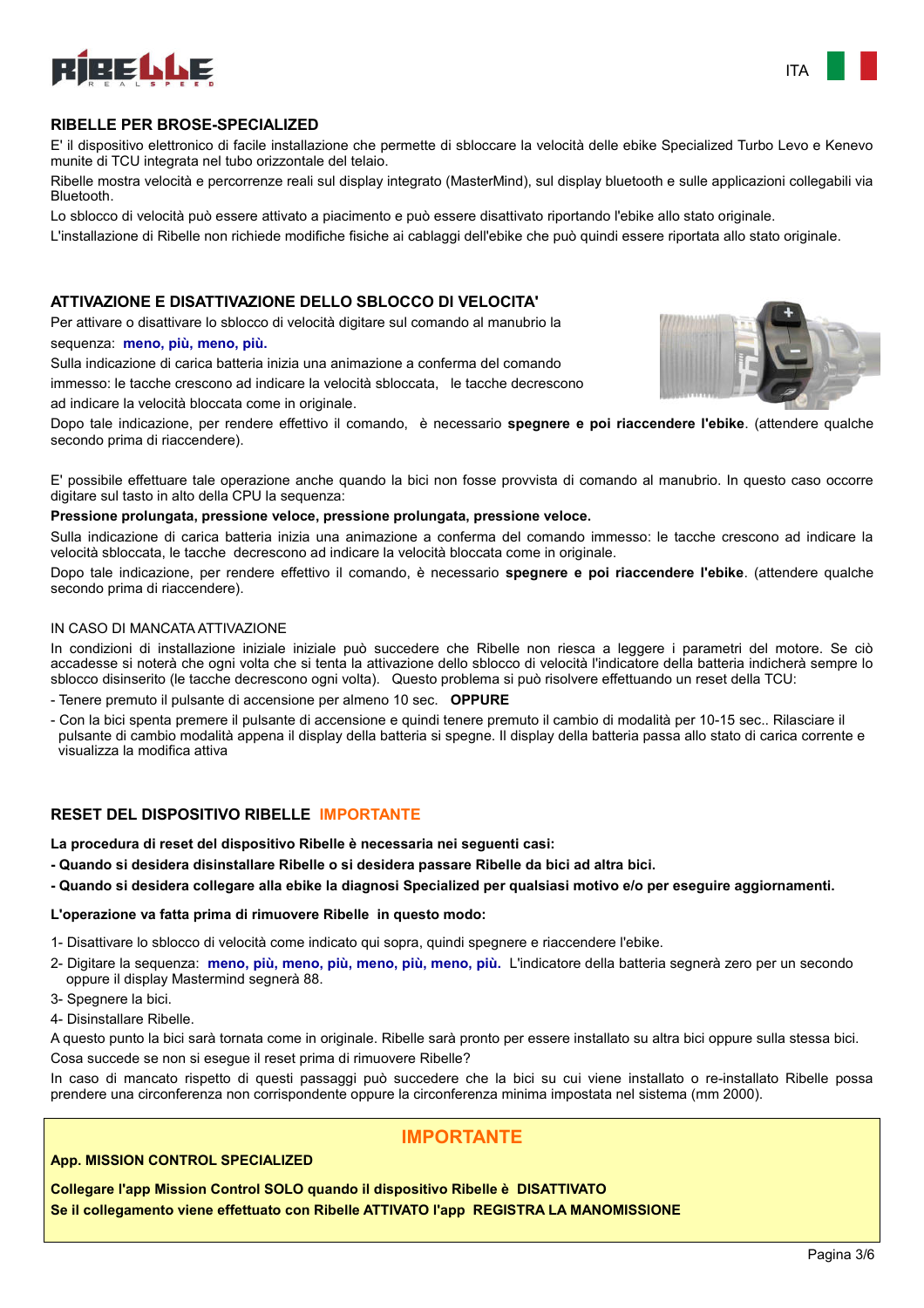## RIBELLE PER BROSE-SPECIALIZED

E' il dispositivo elettronico di facile installazione che permette di sbloccare la velocità delle ebike Specialized Turbo Levo e Kenevo munite di TCU integrata nel tubo orizzontale del telaio.

Ribelle mostra velocità e percorrenze reali sul display integrato (MasterMind), sul display bluetooth e sulle applicazioni collegabili via Bluetooth.

Lo sblocco di velocità può essere attivato a piacimento e può essere disattivato riportando l'ebike allo stato originale.

L'installazione di Ribelle non richiede modifiche fisiche ai cablaggi dell'ebike che può quindi essere riportata allo stato originale.

## ATTIVAZIONE E DISATTIVAZIONE DELLO SBLOCCO DI VELOCITA'

Per attivare o disattivare lo sblocco di velocità digitare sul comando al manubrio la sequenza: **meno, più, meno, più.**

Sulla indicazione di carica batteria inizia una animazione a conferma del comando immesso: le tacche crescono ad indicare la velocità sbloccata, le tacche decrescono ad indicare la velocità bloccata come in originale.

Dopo tale indicazione, per rendere effettivo il comando, è necessario **spegnere e poi riaccendere l'ebike**. (attendere qualche secondo prima di riaccendere).

E' possibile effettuare tale operazione anche quando la bici non fosse provvista di comando al manubrio. In questo caso occorre digitare sul tasto in alto della CPU la sequenza:

**Pressione prolungata, pressione veloce, pressione prolungata, pressione veloce.**

Sulla indicazione di carica batteria inizia una animazione a conferma del comando immesso: le tacche crescono ad indicare la velocità sbloccata, le tacche decrescono ad indicare la velocità bloccata come in originale.

Dopo tale indicazione, per rendere effettivo il comando, è necessario **spegnere e poi riaccendere l'ebike**. (attendere qualche secondo prima di riaccendere).

IN CASO DI MANCATA ATTIVAZIONE

In condizioni di installazione iniziale iniziale può succedere che Ribelle non riesca a leggere i parametri del motore. Se ciò accadesse si noterà che ogni volta che si tenta la attivazione dello sblocco di velocità l'indicatore della batteria indicherà sempre lo sblocco disinserito (le tacche decrescono ogni volta). Questo problema si può risolvere effettuando un reset della TCU:

- Tenere premuto il pulsante di accensione per almeno 10 sec. **OPPURE**
- Con la bici spenta premere il pulsante di accensione e quindi tenere premuto il cambio di modalità per 10-15 sec.. Rilasciare il pulsante di cambio modalità appena il display della batteria si spegne. Il display della batteria passa allo stato di carica corrente e visualizza la modifica attiva

## RESET DEL DISPOSITIVO RIBELLE IMPORTANTE

**La procedura di reset del dispositivo Ribelle è necessaria nei seguenti casi:**

**- Quando si desidera disinstallare Ribelle o si desidera passare Ribelle da bici ad altra bici.**

**- Quando si desidera collegare alla ebike la diagnosi Specialized per qualsiasi motivo e/o per eseguire aggiornamenti.**

**L'operazione va fatta prima di rimuovere Ribelle in questo modo:**

1- Disattivare lo sblocco di velocità come indicato qui sopra, quindi spegnere e riaccendere l'ebike.

2- Digitare la sequenza: **meno, più, meno, più, meno, più, meno, più.** L'indicatore della batteria segnerà zero per un secondo oppure il display Mastermind segnerà 88.

3- Spegnere la bici.

4- Disinstallare Ribelle.

A questo punto la bici sarà tornata come in originale. Ribelle sarà pronto per essere installato su altra bici oppure sulla stessa bici.

Cosa succede se non si esegue il reset prima di rimuovere Ribelle?

In caso di mancato rispetto di questi passaggi può succedere che la bici su cui viene installato o re-installato Ribelle possa prendere una circonferenza non corrispondente oppure la circonferenza minima impostata nel sistema (mm 2000).

### IMPORTANTE

**App. MISSION CONTROL SPECIALIZED**

**Collegare l'app Mission Control SOLO quando il dispositivo Ribelle è DISATTIVATO**

**Se il collegamento viene effettuato con Ribelle ATTIVATO l'app REGISTRA LA MANOMISSIONE**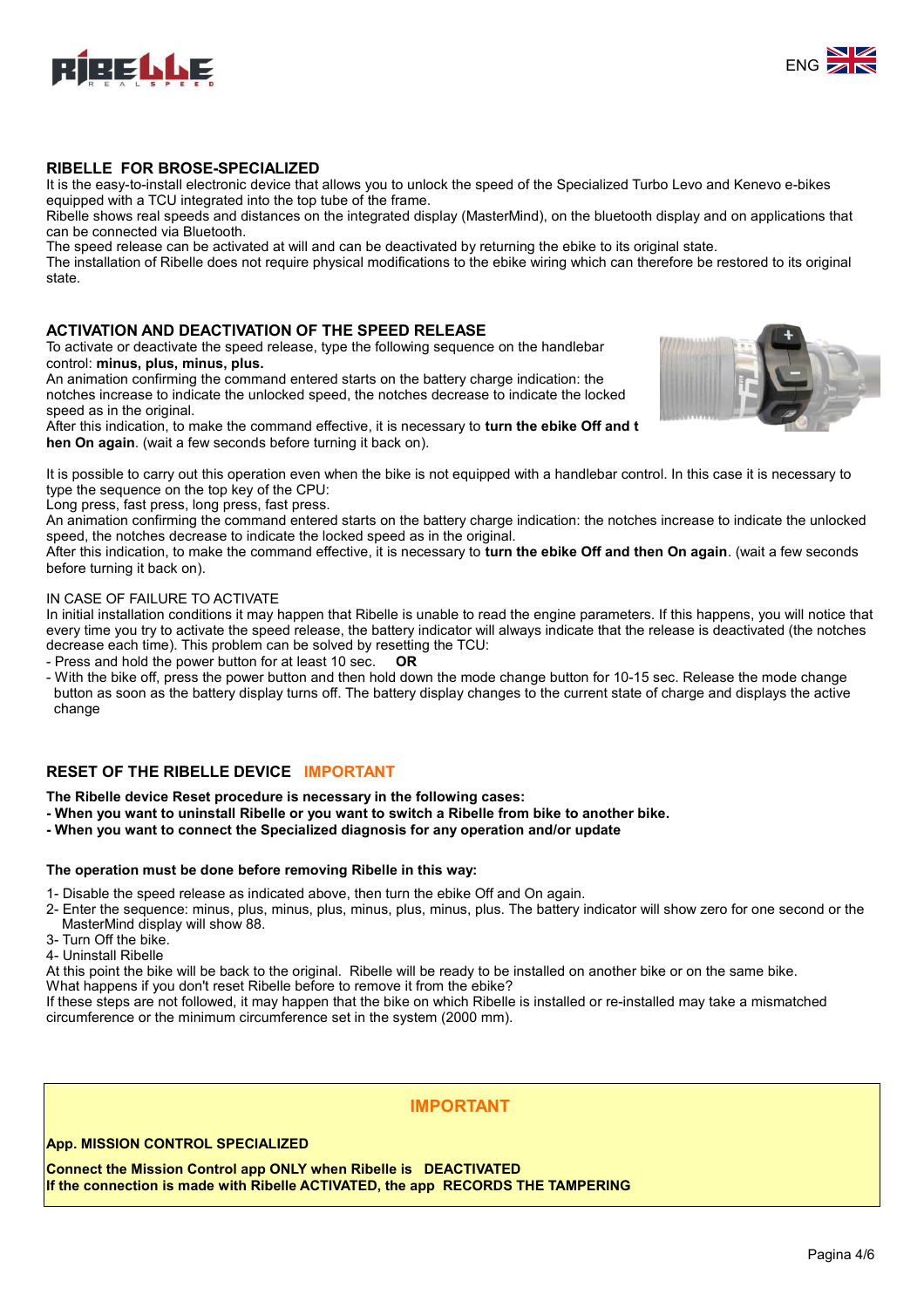## RIBELLE FOR BROSE-SPECIALIZED

It is the easy-to-install electronic device that allows you to unlock the speed of the Specialized Turbo Levo and Kenevo e-bikes equipped with a TCU integrated into the top tube of the frame.

Ribelle shows real speeds and distances on the integrated display (MasterMind), on the bluetooth display and on applications that can be connected via Bluetooth.

The speed release can be activated at will and can be deactivated by returning the ebike to its original state.

The installation of Ribelle does not require physical modifications to the ebike wiring which can therefore be restored to its original state.

## ACTIVATION AND DEACTIVATION OF THE SPEED RELEASE

To activate or deactivate the speed release, type the following sequence on the handlebar control: **minus, plus, minus, plus.**

An animation confirming the command entered starts on the battery charge indication: the notches increase to indicate the unlocked speed, the notches decrease to indicate the locked speed as in the original.

After this indication, to make the command effective, it is necessary to **turn the ebike Off and then On again**. (wait a few seconds before turning it back on).

It is possible to carry out this operation even when the bike is not equipped with a handlebar control. In this case it is necessary to type the sequence on the top key of the CPU:

Long press, fast press, long press, fast press.

An animation confirming the command entered starts on the battery charge indication: the notches increase to indicate the unlocked speed, the notches decrease to indicate the locked speed as in the original.

After this indication, to make the command effective, it is necessary to **turn the ebike Off and then On again**. (wait a few seconds before turning it back on).

IN CASE OF FAILURE TO ACTIVATE

In initial installation conditions it may happen that Ribelle is unable to read the engine parameters. If this happens, you will notice that every time you try to activate the speed release, the battery indicator will always indicate that the release is deactivated (the notches decrease each time). This problem can be solved by resetting the TCU:

- Press and hold the power button for at least 10 sec. **OR**
- With the bike off, press the power button and then hold down the mode change button for 10-15 sec. Release the mode change button as soon as the battery display turns off. The battery display changes to the current state of charge and displays the active change

## RESET OF THE RIBELLE DEVICE IMPORTANT

**The Ribelle device Reset procedure is necessary in the following cases:**

**- When you want to uninstall Ribelle or you want to switch a Ribelle from bike to another bike.**

**- When you want to connect the Specialized diagnosis for any operation and/or update**

**The operation must be done before removing Ribelle in this way:**

1- Disable the speed release as indicated above, then turn the ebike Off and On again.

2- Enter the sequence: minus, plus, minus, plus, minus, plus, minus, plus. The battery indicator will show zero for one second or the MasterMind display will show 88.

3- Turn Off the bike.

4- Uninstall Ribelle

At this point the bike will be back to the original. Ribelle will be ready to be installed on another bike or on the same bike.

What happens if you don't reset Ribelle before to remove it from the ebike?

If these steps are not followed, it may happen that the bike on which Ribelle is installed or re-installed may take a mismatched circumference or the minimum circumference set in the system (2000 mm).

### IMPORTANT

**App. MISSION CONTROL SPECIALIZED**

**Connect the Mission Control app ONLY when Ribelle is DEACTIVATED**

**If the connection is made with Ribelle ACTIVATED, the app RECORDS THE TAMPERING**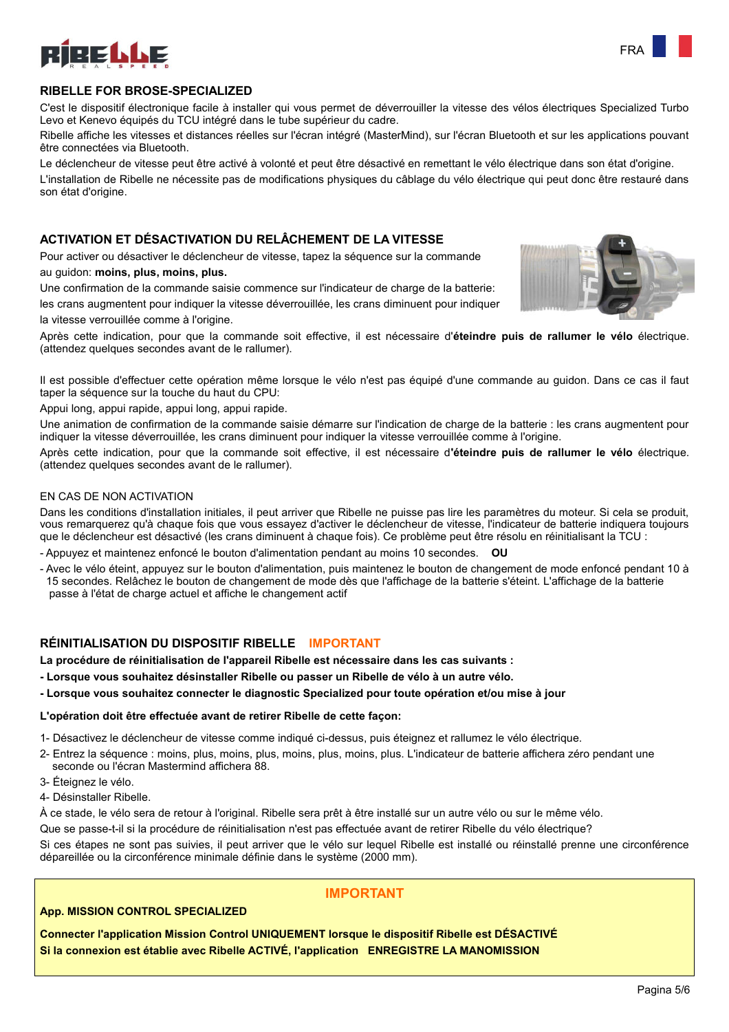## RIBELLE FOR BROSE-SPECIALIZED

C'est le dispositif électronique facile à installer qui vous permet de déverrouiller la vitesse des vélos électriques Specialized Turbo Levo et Kenevo équipés du TCU intégré dans le tube supérieur du cadre.

Ribelle affiche les vitesses et distances réelles sur l'écran intégré (MasterMind), sur l'écran Bluetooth et sur les applications pouvant être connectées via Bluetooth.

Le déclencheur de vitesse peut être activé à volonté et peut être désactivé en remettant le vélo électrique dans son état d'origine.

L'installation de Ribelle ne nécessite pas de modifications physiques du câblage du vélo électrique qui peut donc être restauré dans son état d'origine.

## ACTIVATION ET DÉSACTIVATION DU RELÂCHEMENT DE LA VITESSE

Pour activer ou désactiver le déclencheur de vitesse, tapez la séquence sur la commande au guidon: **moins, plus, moins, plus.**

Une confirmation de la commande saisie commence sur l'indicateur de charge de la batterie: les crans augmentent pour indiquer la vitesse déverrouillée, les crans diminuent pour indiquer la vitesse verrouillée comme à l'origine.

Après cette indication, pour que la commande soit effective, il est nécessaire d'**éteindre puis de rallumer le vélo** électrique. (attendez quelques secondes avant de le rallumer).

Il est possible d'effectuer cette opération même lorsque le vélo n'est pas équipé d'une commande au guidon. Dans ce cas il faut taper la séquence sur la touche du haut du CPU:

Appui long, appui rapide, appui long, appui rapide.

Une animation de confirmation de la commande saisie démarre sur l'indication de charge de la batterie : les crans augmentent pour indiquer la vitesse déverrouillée, les crans diminuent pour indiquer la vitesse verrouillée comme à l'origine.

Après cette indication, pour que la commande soit effective, il est nécessaire d'**éteindre puis de rallumer le vélo** électrique. (attendez quelques secondes avant de le rallumer).

EN CAS DE NON ACTIVATION

Dans les conditions d'installation initiales, il peut arriver que Ribelle ne puisse pas lire les paramètres du moteur. Si cela se produit, vous remarquerez qu'à chaque fois que vous essayez d'activer le déclencheur de vitesse, l'indicateur de batterie indiquera toujours que le déclencheur est désactivé (les crans diminuent à chaque fois). Ce problème peut être résolu en réinitialisant la TCU :

- Appuyez et maintenez enfoncé le bouton d'alimentation pendant au moins 10 secondes. **OU**
- Avec le vélo éteint, appuyez sur le bouton d'alimentation, puis maintenez le bouton de changement de mode enfoncé pendant 10 à 15 secondes. Relâchez le bouton de changement de mode dès que l'affichage de la batterie s'éteint. L'affichage de la batterie passe à l'état de charge actuel et affiche le changement actif

## RÉINITIALISATION DU DISPOSITIF RIBELLE IMPORTANT

**La procédure de réinitialisation de l'appareil Ribelle est nécessaire dans les cas suivants :**

**- Lorsque vous souhaitez désinstaller Ribelle ou passer un Ribelle de vélo à un autre vélo.**

**- Lorsque vous souhaitez connecter le diagnostic Specialized pour toute opération et/ou mise à jour**

**L'opération doit être effectuée avant de retirer Ribelle de cette façon:**

1- Désactivez le déclencheur de vitesse comme indiqué ci-dessus, puis éteignez et rallumez le vélo électrique.

2- Entrez la séquence : moins, plus, moins, plus, moins, plus, moins, plus. L'indicateur de batterie affichera zéro pendant une seconde ou l'écran Mastermind affichera 88.

3- Éteignez le vélo.

4- Désinstaller Ribelle.

À ce stade, le vélo sera de retour à l'original. Ribelle sera prêt à être installé sur un autre vélo ou sur le même vélo.

Que se passe-t-il si la procédure de réinitialisation n'est pas effectuée avant de retirer Ribelle du vélo électrique?

Si ces étapes ne sont pas suivies, il peut arriver que le vélo sur lequel Ribelle est installé ou réinstallé prenne une circonférence dépareillée ou la circonférence minimale définie dans le système (2000 mm).

**IMPORTANT**

**App. MISSION CONTROL SPECIALIZED**

**Connecter l'application Mission Control UNIQUEMENT lorsque le dispositif Ribelle est DÉSACTIVÉ**
**Si la connexion est établie avec Ribelle ACTIVÉ, l'application ENREGISTRE LA MANOMISSION**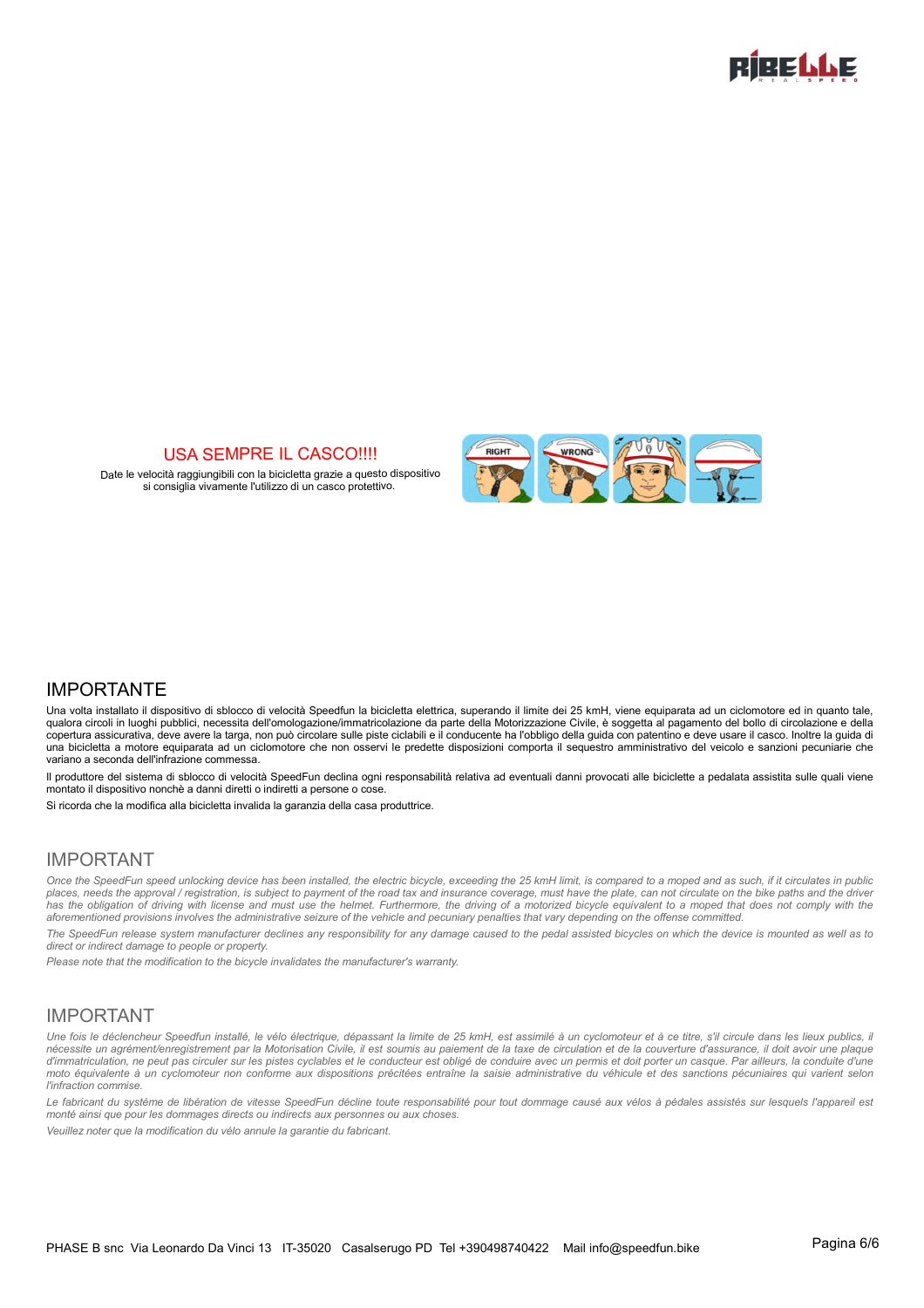USA SEMPRE IL CASCO!!!!

Date le velocità raggiungibili con la bicicletta grazie a questo dispositivo si consiglia vivamente l'utilizzo di un casco protettivo.

## IMPORTANTE

Una volta installato il dispositivo di sblocco di velocità Speedfun la bicicletta elettrica, superando il limite dei 25 kmH, viene equiparata ad un ciclomotore ed in quanto tale, qualora circoli in luoghi pubblici, necessita dell'omologazione/immatricolazione da parte della Motorizzazione Civile, è soggetta al pagamento del bollo di circolazione e della copertura assicurativa, deve avere la targa, non può circolare sulle piste ciclabili e il conducente ha l'obbligo della guida con patentino e deve usare il casco. Inoltre la guida di una bicicletta a motore equiparata ad un ciclomotore che non osservi le predette disposizioni comporta il sequestro amministrativo del veicolo e sanzioni pecuniarie che variano a seconda dell'infrazione commessa.

Il produttore del sistema di sblocco di velocità SpeedFun declina ogni responsabilità relativa ad eventuali danni provocati alle biciclette a pedalata assistita sulle quali viene montato il dispositivo nonchè a danni diretti o indiretti a persone o cose.

Si ricorda che la modifica alla bicicletta invalida la garanzia della casa produttrice.

## IMPORTANT

*Once the SpeedFun speed unlocking device has been installed, the electric bicycle, exceeding the 25 kmH limit, is compared to a moped and as such, if it circulates in public places, needs the approval / registration, is subject to payment of the road tax and insurance coverage, must have the plate, can not circulate on the bike paths and the driver has the obligation of driving with license and must use the helmet. Furthermore, the driving of a motorized bicycle equivalent to a moped that does not comply with the aforementioned provisions involves the administrative seizure of the vehicle and pecuniary penalties that vary depending on the offense committed.*

*The SpeedFun release system manufacturer declines any responsibility for any damage caused to the pedal assisted bicycles on which the device is mounted as well as to direct or indirect damage to people or property.*

*Please note that the modification to the bicycle invalidates the manufacturer's warranty.*

## IMPORTANT

*Une fois le déclencheur Speedfun installé, le vélo électrique, dépassant la limite de 25 kmH, est assimilé à un cyclomoteur et à ce titre, s'il circule dans les lieux publics, il nécessite un agrément/enregistrement par la Motorisation Civile, il est soumis au paiement de la taxe de circulation et de la couverture d'assurance, il doit avoir une plaque d'immatriculation, ne peut pas circuler sur les pistes cyclables et le conducteur est obligé de conduire avec un permis et doit porter un casque. Par ailleurs, la conduite d'une moto équivalente à un cyclomoteur non conforme aux dispositions précitées entraîne la saisie administrative du véhicule et des sanctions pécuniaires qui varient selon l'infraction commise.*

*Le fabricant du système de libération de vitesse SpeedFun décline toute responsabilité pour tout dommage causé aux vélos à pédales assistés sur lesquels l'appareil est monté ainsi que pour les dommages directs ou indirects aux personnes ou aux choses.*

*Veuillez noter que la modification du vélo annule la garantie du fabricant.*

PHASE B snc Via Leonardo Da Vinci 13 IT-35020 Casalserugo PD Tel +390498740422 Mail info@speedfun.bike